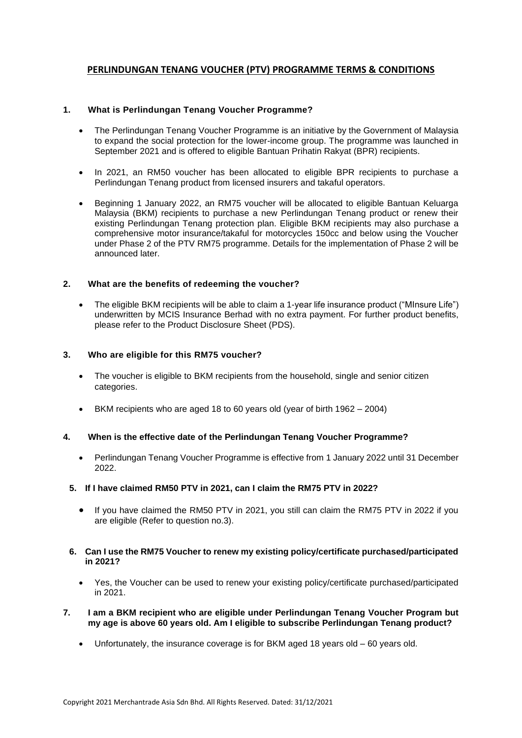# PERLINDUNGAN TENANG VOUCHER (PTV) PROGRAMME TERMS & CONDITIONS

## 1. What is Perlindungan Tenang Voucher Programme?

- The Perlindungan Tenang Voucher Programme is an initiative by the Government of Malaysia to expand the social protection for the lower-income group. The programme was launched in September 2021 and is offered to eligible Bantuan Prihatin Rakyat (BPR) recipients.
- In 2021, an RM50 voucher has been allocated to eligible BPR recipients to purchase a Perlindungan Tenang product from licensed insurers and takaful operators.
- Beginning 1 January 2022, an RM75 voucher will be allocated to eligible Bantuan Keluarga Malaysia (BKM) recipients to purchase a new Perlindungan Tenang product or renew their existing Perlindungan Tenang protection plan. Eligible BKM recipients may also purchase a comprehensive motor insurance/takaful for motorcycles 150cc and below using the Voucher under Phase 2 of the PTV RM75 programme. Details for the implementation of Phase 2 will be announced later.

## 2. What are the benefits of redeeming the voucher?

- The eligible BKM recipients will be able to claim a 1-year life insurance product ("MInsure Life") underwritten by MCIS Insurance Berhad with no extra payment. For further product benefits, please refer to the Product Disclosure Sheet (PDS).

## 3. Who are eligible for this RM75 voucher?

- The voucher is eligible to BKM recipients from the household, single and senior citizen categories.
- BKM recipients who are aged 18 to 60 years old (year of birth 1962 – 2004)

## 4. When is the effective date of the Perlindungan Tenang Voucher Programme?

- Perlindungan Tenang Voucher Programme is effective from 1 January 2022 until 31 December 2022.

## 5. If I have claimed RM50 PTV in 2021, can I claim the RM75 PTV in 2022?

- If you have claimed the RM50 PTV in 2021, you still can claim the RM75 PTV in 2022 if you are eligible (Refer to question no.3).

## 6. Can I use the RM75 Voucher to renew my existing policy/certificate purchased/participated in 2021?

- Yes, the Voucher can be used to renew your existing policy/certificate purchased/participated in 2021.

## 7. I am a BKM recipient who are eligible under Perlindungan Tenang Voucher Program but my age is above 60 years old. Am I eligible to subscribe Perlindungan Tenang product?

- Unfortunately, the insurance coverage is for BKM aged 18 years old – 60 years old.

Copyright 2021 Merchantrade Asia Sdn Bhd. All Rights Reserved. Dated: 31/12/2021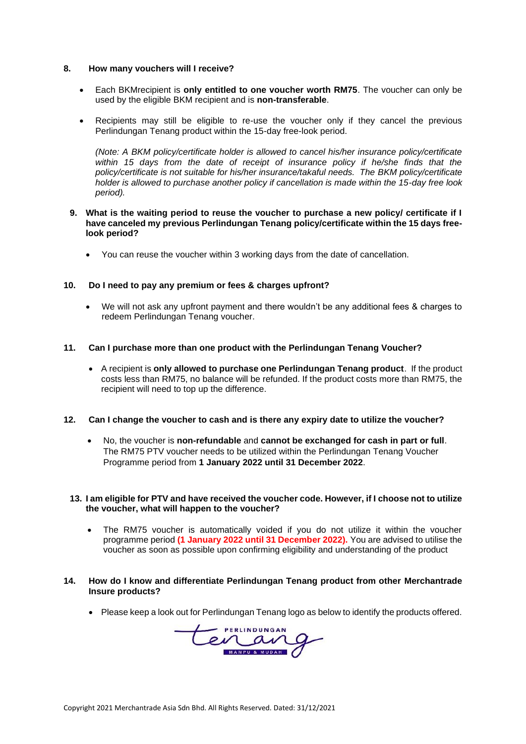### 8. How many vouchers will I receive?

- Each BKMrecipient is **only entitled to one voucher worth RM75**. The voucher can only be used by the eligible BKM recipient and is **non-transferable**.
- Recipients may still be eligible to re-use the voucher only if they cancel the previous Perlindungan Tenang product within the 15-day free-look period.

  *(Note: A BKM policy/certificate holder is allowed to cancel his/her insurance policy/certificate within 15 days from the date of receipt of insurance policy if he/she finds that the policy/certificate is not suitable for his/her insurance/takaful needs. The BKM policy/certificate holder is allowed to purchase another policy if cancellation is made within the 15-day free look period).*

### 9. What is the waiting period to reuse the voucher to purchase a new policy/ certificate if I have canceled my previous Perlindungan Tenang policy/certificate within the 15 days free-look period?

- You can reuse the voucher within 3 working days from the date of cancellation.

### 10. Do I need to pay any premium or fees & charges upfront?

- We will not ask any upfront payment and there wouldn't be any additional fees & charges to redeem Perlindungan Tenang voucher.

### 11. Can I purchase more than one product with the Perlindungan Tenang Voucher?

- A recipient is **only allowed to purchase one Perlindungan Tenang product**. If the product costs less than RM75, no balance will be refunded. If the product costs more than RM75, the recipient will need to top up the difference.

### 12. Can I change the voucher to cash and is there any expiry date to utilize the voucher?

- No, the voucher is **non-refundable** and **cannot be exchanged for cash in part or full**. The RM75 PTV voucher needs to be utilized within the Perlindungan Tenang Voucher Programme period from **1 January 2022 until 31 December 2022**.

### 13. I am eligible for PTV and have received the voucher code. However, if I choose not to utilize the voucher, what will happen to the voucher?

- The RM75 voucher is automatically voided if you do not utilize it within the voucher programme period **(1 January 2022 until 31 December 2022).** You are advised to utilise the voucher as soon as possible upon confirming eligibility and understanding of the product

### 14. How do I know and differentiate Perlindungan Tenang product from other Merchantrade Insure products?

- Please keep a look out for Perlindungan Tenang logo as below to identify the products offered.

PERLINDUNGAN tenang MAMPU & MUDAH